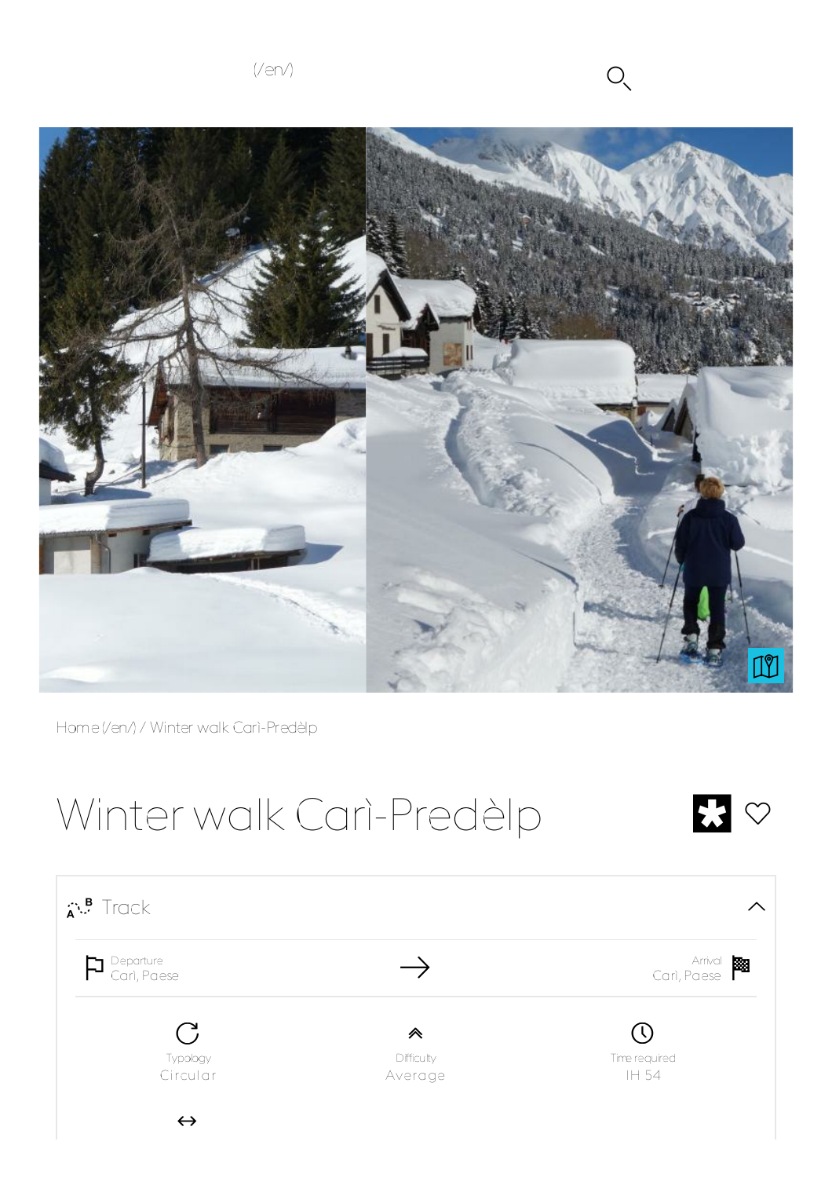(/en/)

Home (/en/) / Winter walk Carì-Predèlp

# Winter walk Carì-Predèlp

## Track

Departure
Carì, Paese

Arrival
Carì, Paese

Typology
Circular

Difficulty
Average

Time required
1H 54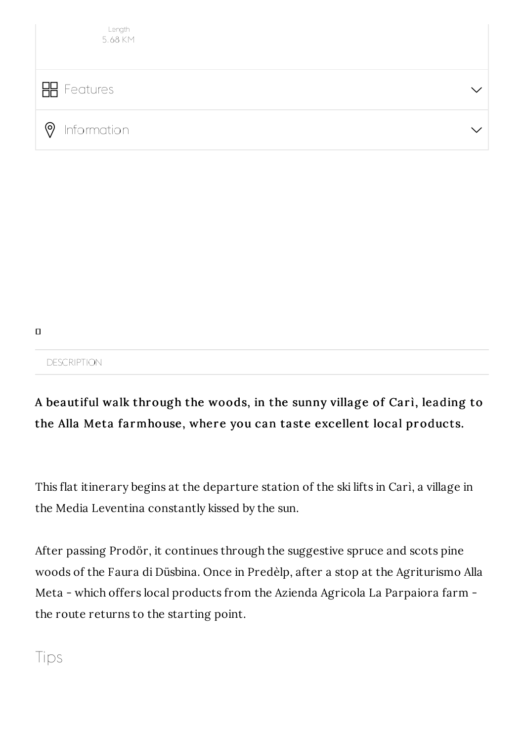Length
5.68 KM

Features

Information

DESCRIPTION

**A beautiful walk through the woods, in the sunny village of Carì, leading to the Alla Meta farmhouse, where you can taste excellent local products.**

This flat itinerary begins at the departure station of the ski lifts in Carì, a village in the Media Leventina constantly kissed by the sun.

After passing Prodör, it continues through the suggestive spruce and scots pine woods of the Faura di Düsbina. Once in Predèlp, after a stop at the Agriturismo Alla Meta - which offers local products from the Azienda Agricola La Parpaiora farm - the route returns to the starting point.

## Tips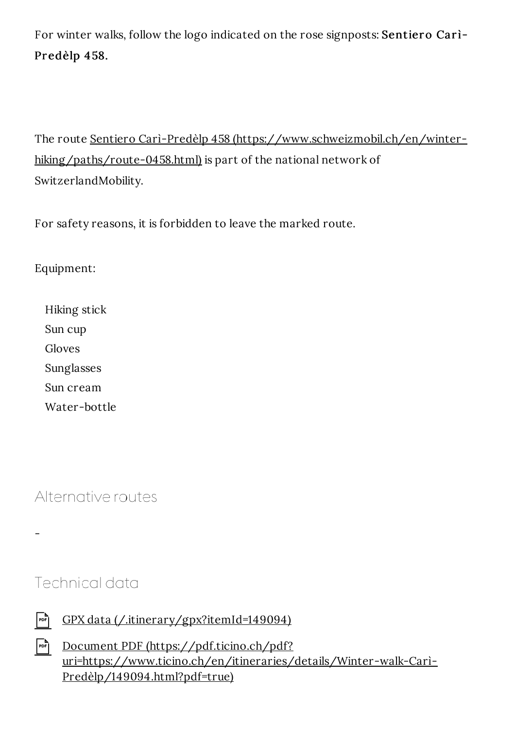For winter walks, follow the logo indicated on the rose signposts: **Sentiero Carì-Predèlp 458.**

The route Sentiero Carì-Predèlp 458 (https://www.schweizmobil.ch/en/winter-hiking/paths/route-0458.html) is part of the national network of SwitzerlandMobility.

For safety reasons, it is forbidden to leave the marked route.

Equipment:

- Hiking stick
- Sun cup
- Gloves
- Sunglasses
- Sun cream
- Water-bottle

## Alternative routes

-

## Technical data

- GPX data (/.itinerary/gpx?itemId=149094)
- Document PDF (https://pdf.ticino.ch/pdf?uri=https://www.ticino.ch/en/itineraries/details/Winter-walk-Carì-Predèlp/149094.html?pdf=true)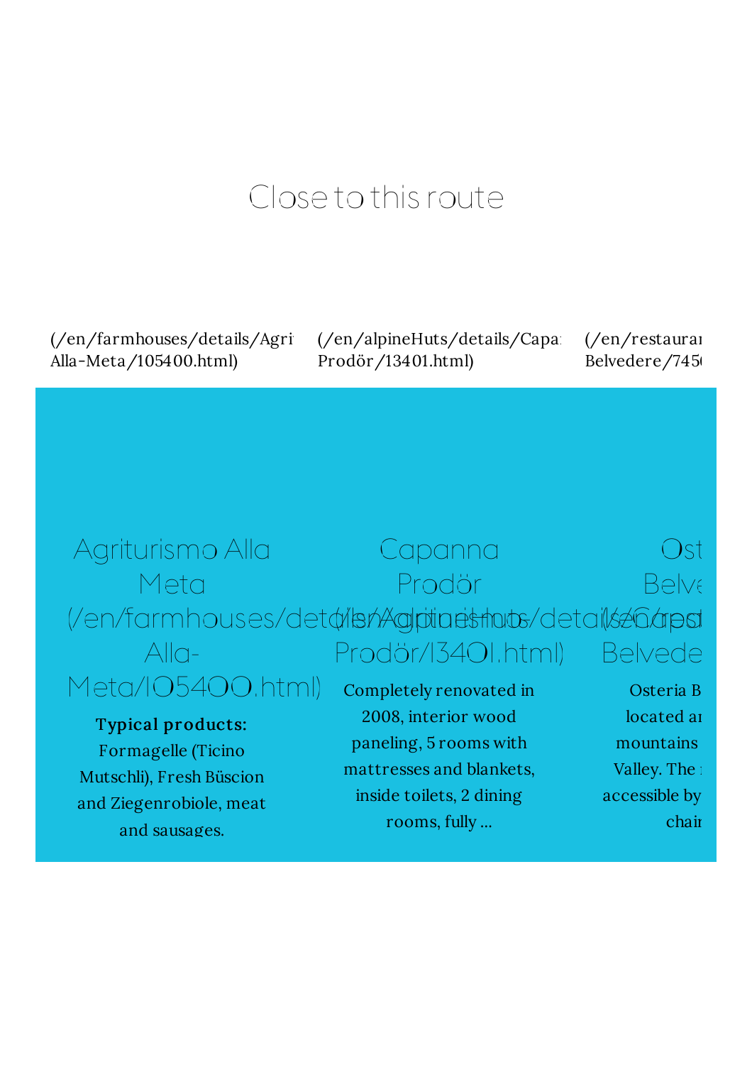## Close to this route

(/en/farmhouses/details/Agri Alla-Meta/105400.html)

(/en/alpineHuts/details/Capa Prodör/13401.html)

(/en/restaurar Belvedere/745

### Agriturismo Alla Meta (/en/farmhouses/details/Agriturismo-Alla-Meta/105400.html)

**Typical products:** Formagelle (Ticino Mutschli), Fresh Büscion and Ziegenrobiole, meat and sausages.

### Capanna Prodör (/en/alpineHuts/details/Capanna-Prodör/13401.html)

Completely renovated in 2008, interior wood paneling, 5 rooms with mattresses and blankets, inside toilets, 2 dining rooms, fully ...

### Ost Belve (/en/rest Belvede

Osteria B located ar mountains Valley. The accessible by chair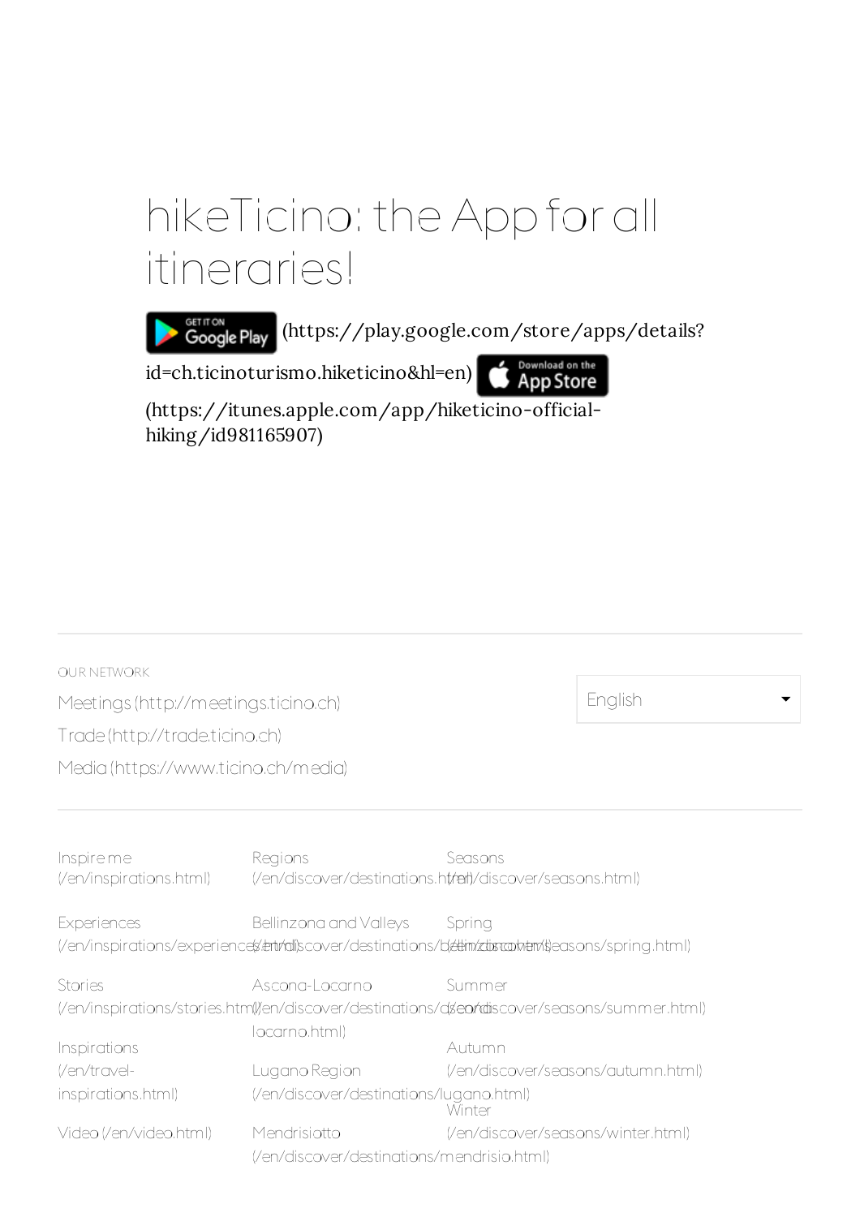# hikeTicino: the App for all itineraries!

(https://play.google.com/store/apps/details?id=ch.ticinoturismo.hiketicino&hl=en) (https://itunes.apple.com/app/hiketicino-official-hiking/id981165907)

OUR NETWORK

Meetings (http://meetings.ticino.ch)

Trade (http://trade.ticino.ch)

Media (https://www.ticino.ch/media)

English

Inspire me (/en/inspirations.html)

Experiences (/en/inspirations/experiences.html)

Stories (/en/inspirations/stories.html)

Inspirations (/en/travel-inspirations.html)

Video (/en/video.html)

Regions (/en/discover/destinations.html)

Bellinzona and Valleys (/en/discover/destinations/bellinzona.html)

Ascona-Locarno (/en/discover/destinations/ascona-locarno.html)

Lugano Region (/en/discover/destinations/lugano.html)

Mendrisiotto (/en/discover/destinations/mendrisio.html)

Seasons (/en/discover/seasons.html)

Spring (/en/discover/seasons/spring.html)

Summer (/en/discover/seasons/summer.html)

Autumn (/en/discover/seasons/autumn.html)

Winter (/en/discover/seasons/winter.html)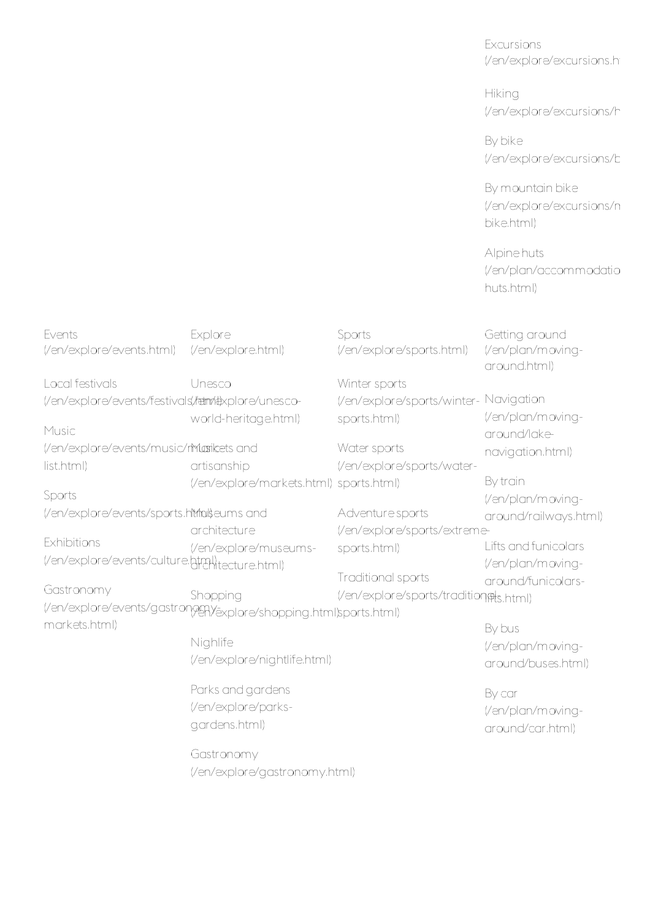Excursions (/en/explore/excursions.h

Hiking (/en/explore/excursions/h

By bike (/en/explore/excursions/b

By mountain bike (/en/explore/excursions/m bike.html)

Alpine huts (/en/plan/accommodatio huts.html)

Events (/en/explore/events.html)

Local festivals (/en/explore/events/festivals.html)

Music (/en/explore/events/music/music-list.html)

Sports (/en/explore/events/sports.html)

Exhibitions (/en/explore/events/culture.html)

Gastronomy (/en/explore/events/gastronomy-markets.html)

Explore (/en/explore.html)

Unesco (/en/explore/unesco-world-heritage.html)

Markets and artisanship (/en/explore/markets.html)

Museums and architecture (/en/explore/museums-architecture.html)

Shopping (/en/explore/shopping.html)

Nighlife (/en/explore/nightlife.html)

Parks and gardens (/en/explore/parks-gardens.html)

Gastronomy (/en/explore/gastronomy.html)

Sports (/en/explore/sports.html)

Winter sports (/en/explore/sports/winter-sports.html)

Water sports (/en/explore/sports/water-sports.html)

Adventure sports (/en/explore/sports/extreme-sports.html)

Traditional sports (/en/explore/sports/traditional-sports.html)

Getting around (/en/plan/moving-around.html)

Navigation (/en/plan/moving-around/lake-navigation.html)

By train (/en/plan/moving-around/railways.html)

Lifts and funicolars (/en/plan/moving-around/funicolars-lifts.html)

By bus (/en/plan/moving-around/buses.html)

By car (/en/plan/moving-around/car.html)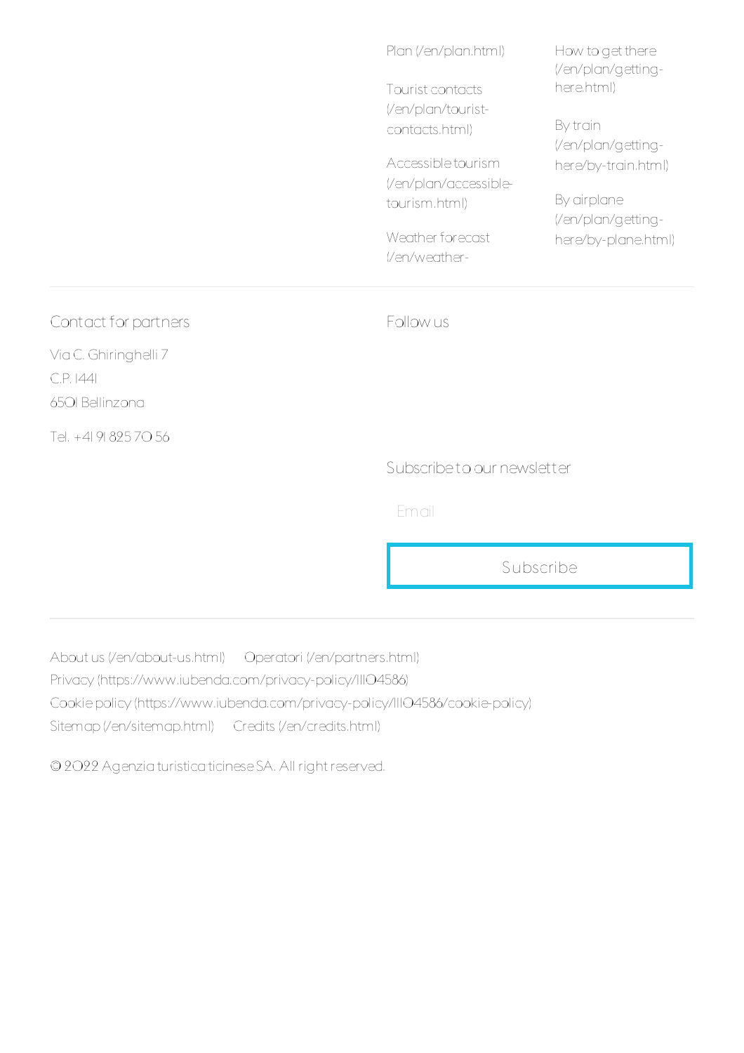Plan (/en/plan.html)

Tourist contacts (/en/plan/tourist-contacts.html)

Accessible tourism (/en/plan/accessible-tourism.html)

Weather forecast (/en/weather-

How to get there (/en/plan/getting-here.html)

By train (/en/plan/getting-here/by-train.html)

By airplane (/en/plan/getting-here/by-plane.html)

Contact for partners

Via C. Ghiringhelli 7
C.P. 1441
6501 Bellinzona

Tel. +41 91 825 70 56

Follow us

Subscribe to our newsletter

Email

Subscribe

About us (/en/about-us.html) Operatori (/en/partners.html)
Privacy (https://www.iubenda.com/privacy-policy/1110­4586)
Cookie policy (https://www.iubenda.com/privacy-policy/11104586/cookie-policy)
Sitemap (/en/sitemap.html) Credits (/en/credits.html)

© 2022 Agenzia turistica ticinese SA. All right reserved.